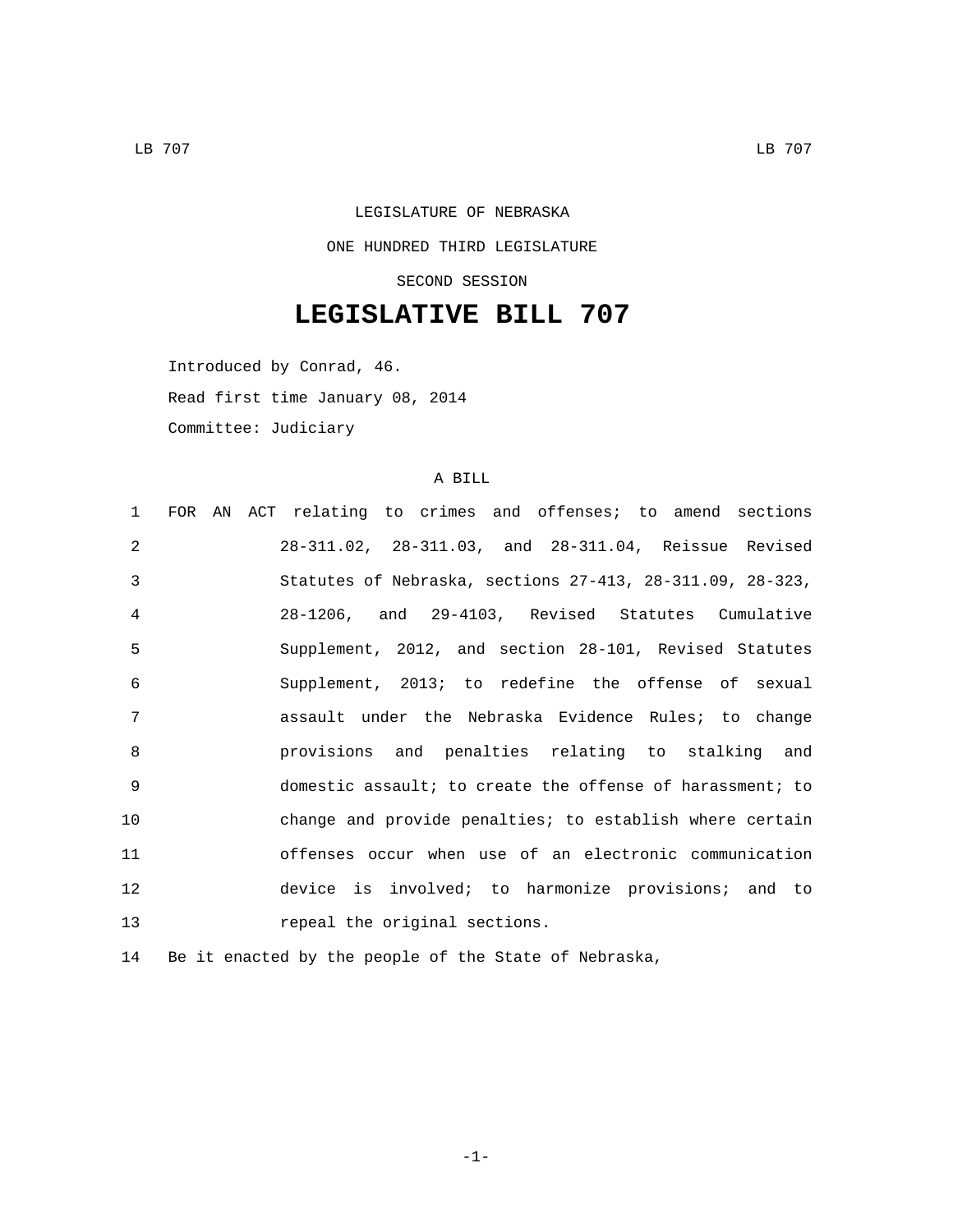LEGISLATURE OF NEBRASKA

ONE HUNDRED THIRD LEGISLATURE

SECOND SESSION

# LEGISLATIVE BILL 707

Introduced by Conrad, 46.

Read first time January 08, 2014

Committee: Judiciary

A BILL

FOR AN ACT relating to crimes and offenses; to amend sections 28-311.02, 28-311.03, and 28-311.04, Reissue Revised Statutes of Nebraska, sections 27-413, 28-311.09, 28-323, 28-1206, and 29-4103, Revised Statutes Cumulative Supplement, 2012, and section 28-101, Revised Statutes Supplement, 2013; to redefine the offense of sexual assault under the Nebraska Evidence Rules; to change provisions and penalties relating to stalking and domestic assault; to create the offense of harassment; to change and provide penalties; to establish where certain offenses occur when use of an electronic communication device is involved; to harmonize provisions; and to repeal the original sections.

Be it enacted by the people of the State of Nebraska,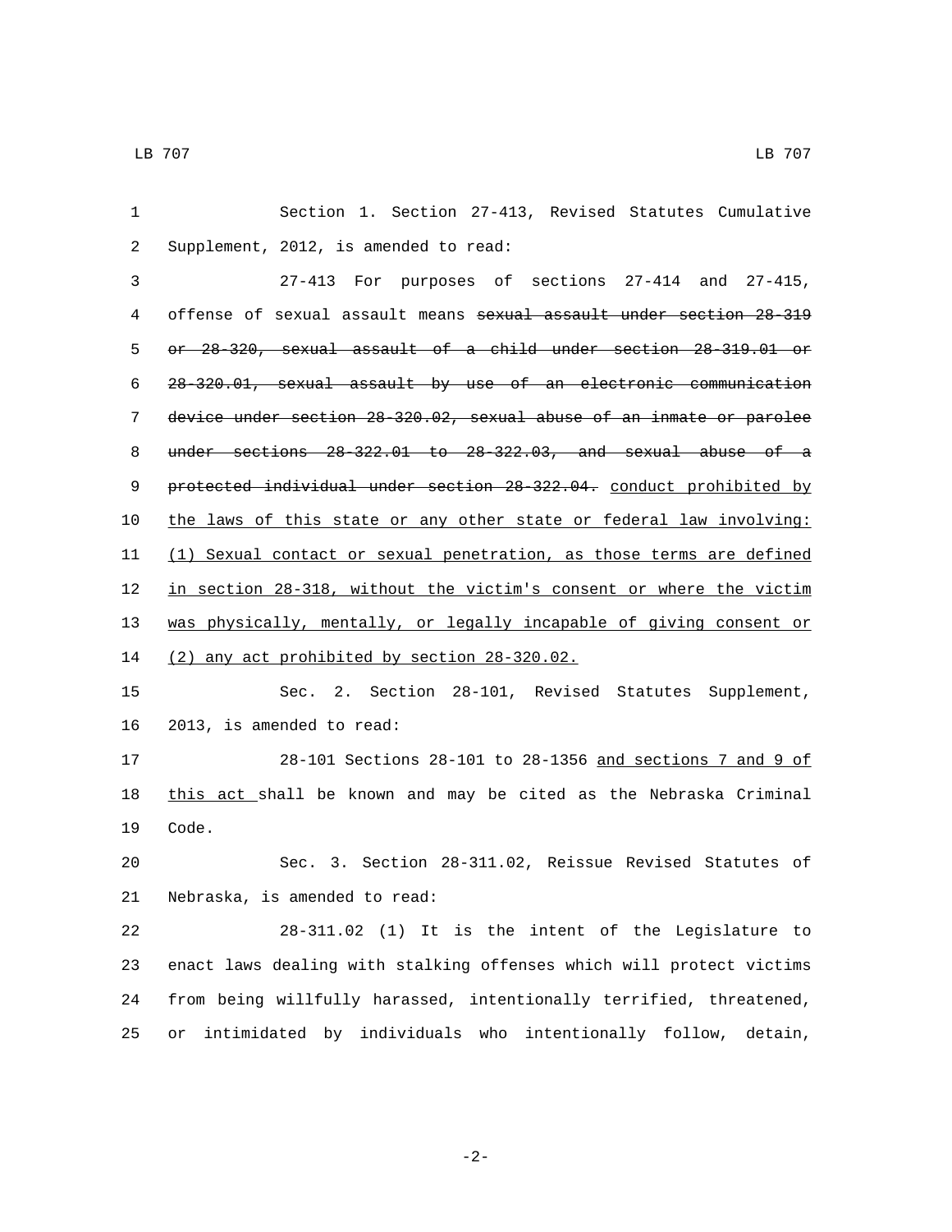Section 1. Section 27-413, Revised Statutes Cumulative Supplement, 2012, is amended to read:

27-413 For purposes of sections 27-414 and 27-415, offense of sexual assault means ~~sexual assault under section 28-319 or 28-320, sexual assault of a child under section 28-319.01 or 28-320.01, sexual assault by use of an electronic communication device under section 28-320.02, sexual abuse of an inmate or parolee under sections 28-322.01 to 28-322.03, and sexual abuse of a protected individual under section 28-322.04.~~ <u>conduct prohibited by the laws of this state or any other state or federal law involving: (1) Sexual contact or sexual penetration, as those terms are defined in section 28-318, without the victim's consent or where the victim was physically, mentally, or legally incapable of giving consent or (2) any act prohibited by section 28-320.02.</u>

Sec. 2. Section 28-101, Revised Statutes Supplement, 2013, is amended to read:

28-101 Sections 28-101 to 28-1356 <u>and sections 7 and 9 of this act</u> shall be known and may be cited as the Nebraska Criminal Code.

Sec. 3. Section 28-311.02, Reissue Revised Statutes of Nebraska, is amended to read:

28-311.02 (1) It is the intent of the Legislature to enact laws dealing with stalking offenses which will protect victims from being willfully harassed, intentionally terrified, threatened, or intimidated by individuals who intentionally follow, detain,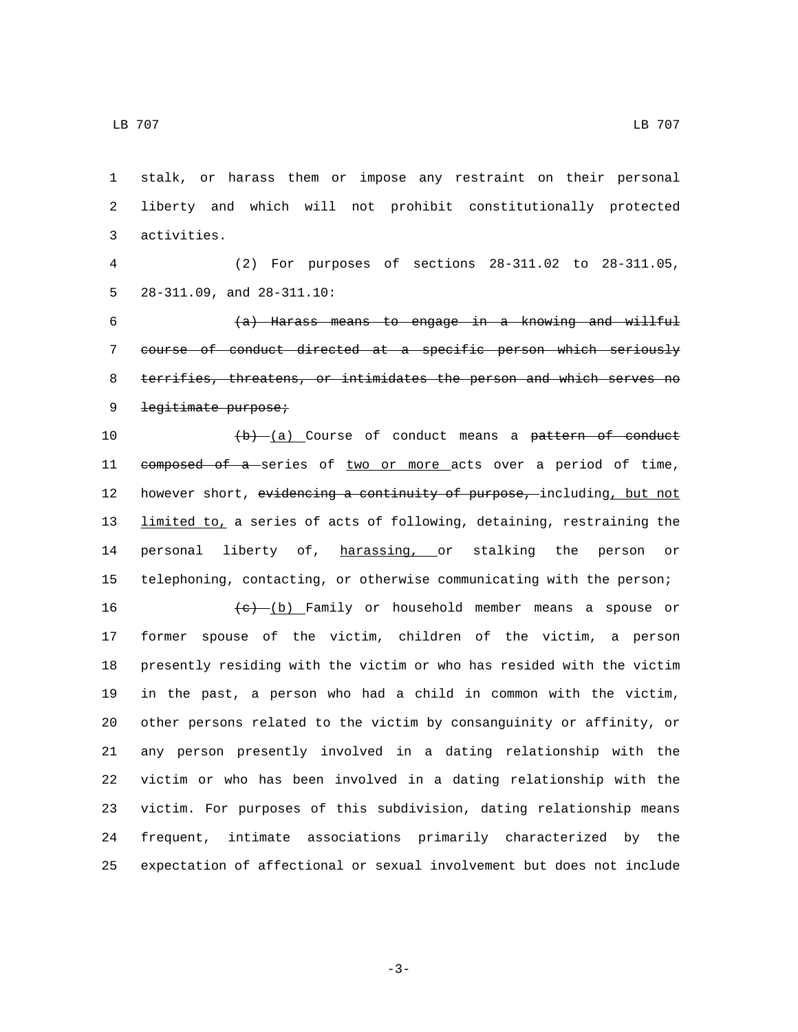stalk, or harass them or impose any restraint on their personal liberty and which will not prohibit constitutionally protected activities.

(2) For purposes of sections 28-311.02 to 28-311.05, 28-311.09, and 28-311.10:

~~(a) Harass means to engage in a knowing and willful course of conduct directed at a specific person which seriously terrifies, threatens, or intimidates the person and which serves no legitimate purpose;~~

~~(b)~~ <u>(a)</u> Course of conduct means a ~~pattern of conduct composed of a~~ series of <u>two or more</u> acts over a period of time, however short, ~~evidencing a continuity of purpose,~~ including<u>, but not limited to,</u> a series of acts of following, detaining, restraining the personal liberty of, <u>harassing,</u> or stalking the person or telephoning, contacting, or otherwise communicating with the person;

~~(c)~~ <u>(b)</u> Family or household member means a spouse or former spouse of the victim, children of the victim, a person presently residing with the victim or who has resided with the victim in the past, a person who had a child in common with the victim, other persons related to the victim by consanguinity or affinity, or any person presently involved in a dating relationship with the victim or who has been involved in a dating relationship with the victim. For purposes of this subdivision, dating relationship means frequent, intimate associations primarily characterized by the expectation of affectional or sexual involvement but does not include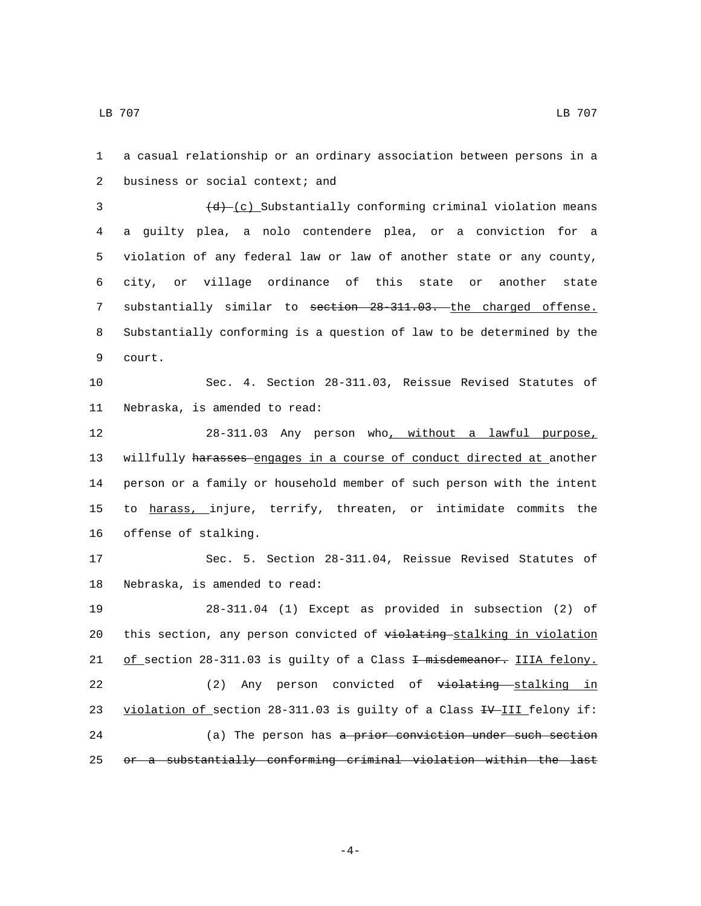a casual relationship or an ordinary association between persons in a business or social context; and

~~(d)~~ (c) Substantially conforming criminal violation means a guilty plea, a nolo contendere plea, or a conviction for a violation of any federal law or law of another state or any county, city, or village ordinance of this state or another state substantially similar to ~~section 28-311.03.~~ the charged offense. Substantially conforming is a question of law to be determined by the court.

Sec. 4. Section 28-311.03, Reissue Revised Statutes of Nebraska, is amended to read:

28-311.03 Any person who, without a lawful purpose, willfully ~~harasses~~ engages in a course of conduct directed at another person or a family or household member of such person with the intent to harass, injure, terrify, threaten, or intimidate commits the offense of stalking.

Sec. 5. Section 28-311.04, Reissue Revised Statutes of Nebraska, is amended to read:

28-311.04 (1) Except as provided in subsection (2) of this section, any person convicted of ~~violating~~ stalking in violation of section 28-311.03 is guilty of a Class ~~I misdemeanor.~~ IIIA felony.

(2) Any person convicted of ~~violating~~ stalking in violation of section 28-311.03 is guilty of a Class ~~IV~~ III felony if:

(a) The person has ~~a prior conviction under such section or a substantially conforming criminal violation within the last~~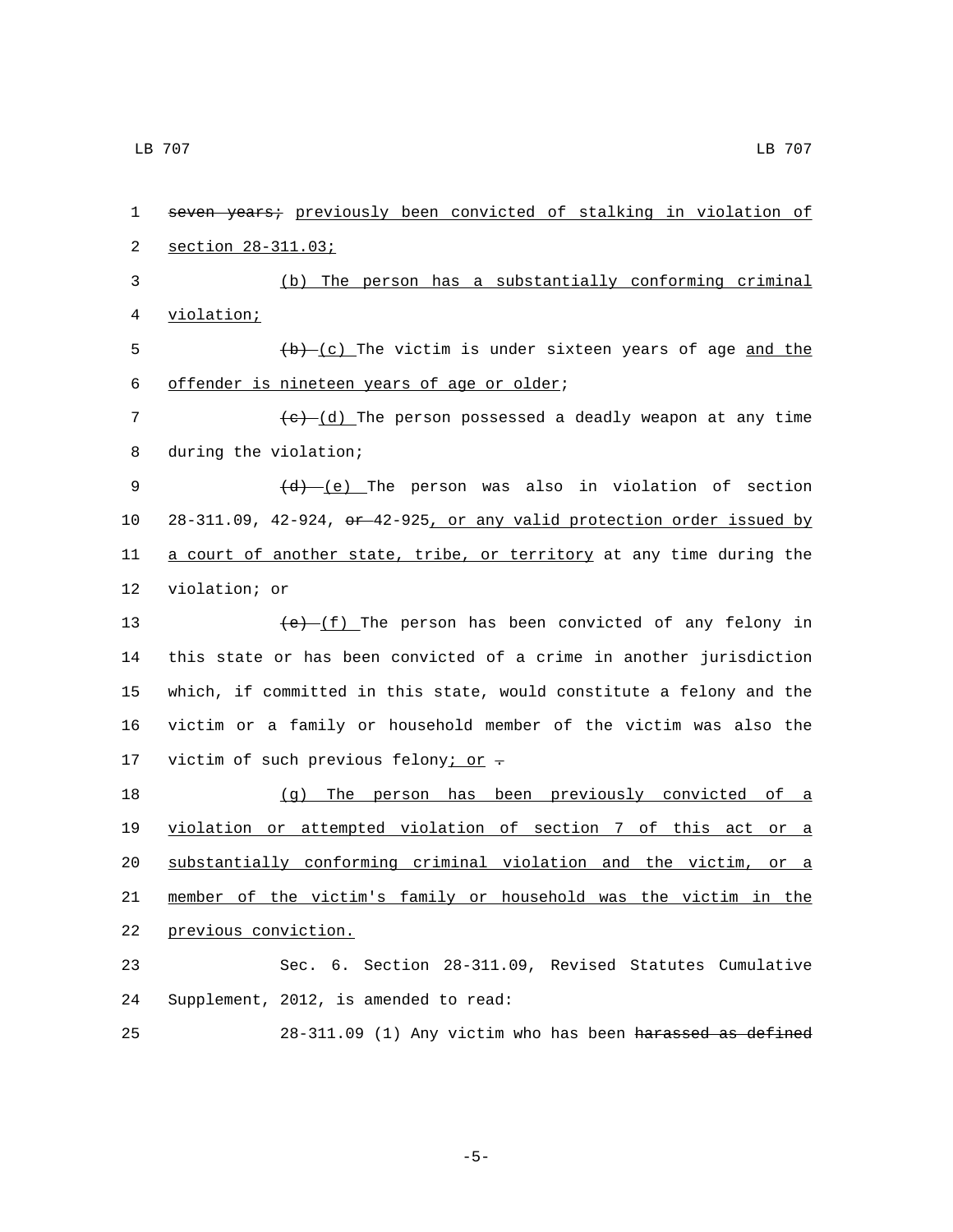seven years; previously been convicted of stalking in violation of section 28-311.03;

(b) The person has a substantially conforming criminal violation;

(b) (c) The victim is under sixteen years of age and the offender is nineteen years of age or older;

(c) (d) The person possessed a deadly weapon at any time during the violation;

(d) (e) The person was also in violation of section 28-311.09, 42-924, or 42-925, or any valid protection order issued by a court of another state, tribe, or territory at any time during the violation; or

(e) (f) The person has been convicted of any felony in this state or has been convicted of a crime in another jurisdiction which, if committed in this state, would constitute a felony and the victim or a family or household member of the victim was also the victim of such previous felony; or .

(g) The person has been previously convicted of a violation or attempted violation of section 7 of this act or a substantially conforming criminal violation and the victim, or a member of the victim's family or household was the victim in the previous conviction.

Sec. 6. Section 28-311.09, Revised Statutes Cumulative Supplement, 2012, is amended to read:

28-311.09 (1) Any victim who has been harassed as defined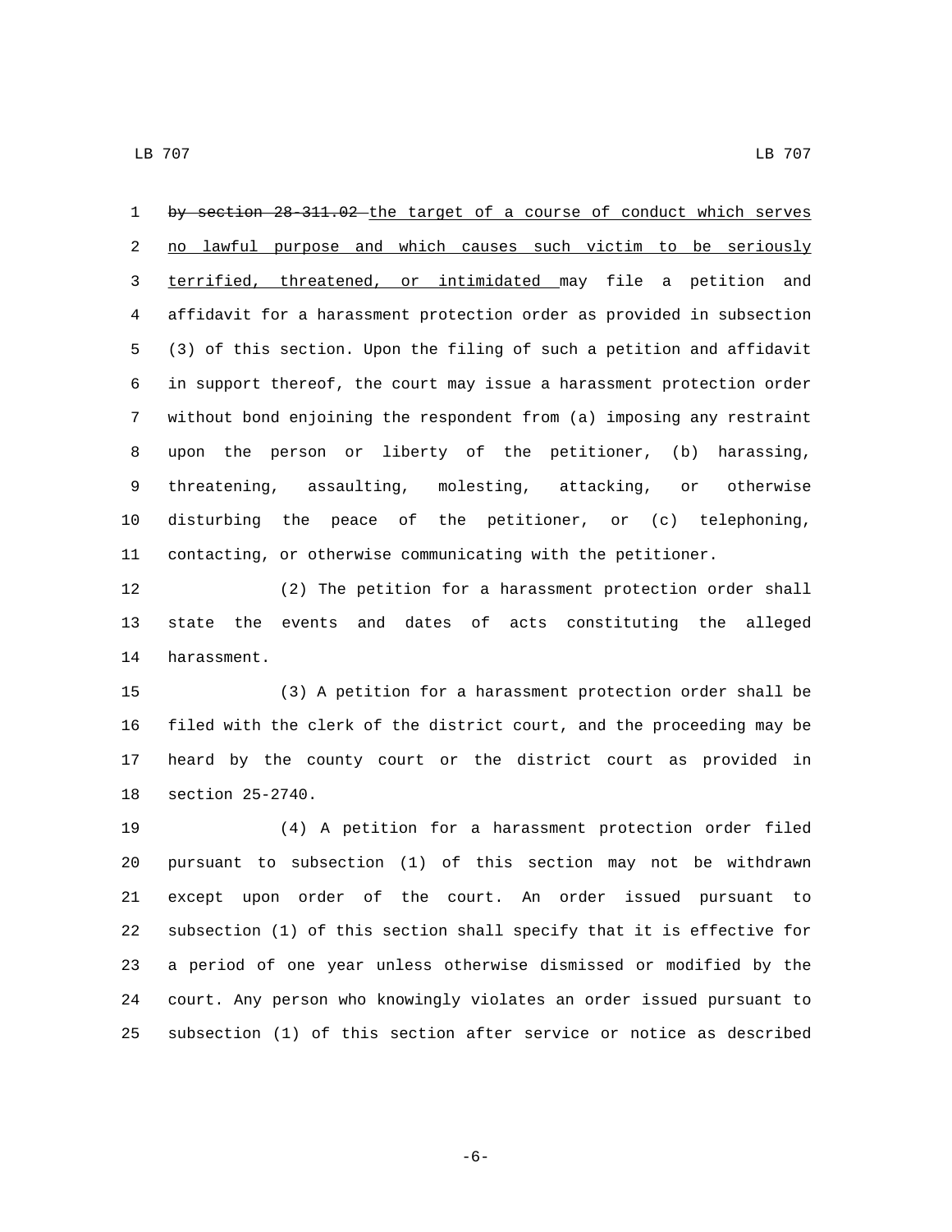~~by section 28-311.02~~ the target of a course of conduct which serves no lawful purpose and which causes such victim to be seriously terrified, threatened, or intimidated may file a petition and affidavit for a harassment protection order as provided in subsection (3) of this section. Upon the filing of such a petition and affidavit in support thereof, the court may issue a harassment protection order without bond enjoining the respondent from (a) imposing any restraint upon the person or liberty of the petitioner, (b) harassing, threatening, assaulting, molesting, attacking, or otherwise disturbing the peace of the petitioner, or (c) telephoning, contacting, or otherwise communicating with the petitioner.

(2) The petition for a harassment protection order shall state the events and dates of acts constituting the alleged harassment.

(3) A petition for a harassment protection order shall be filed with the clerk of the district court, and the proceeding may be heard by the county court or the district court as provided in section 25-2740.

(4) A petition for a harassment protection order filed pursuant to subsection (1) of this section may not be withdrawn except upon order of the court. An order issued pursuant to subsection (1) of this section shall specify that it is effective for a period of one year unless otherwise dismissed or modified by the court. Any person who knowingly violates an order issued pursuant to subsection (1) of this section after service or notice as described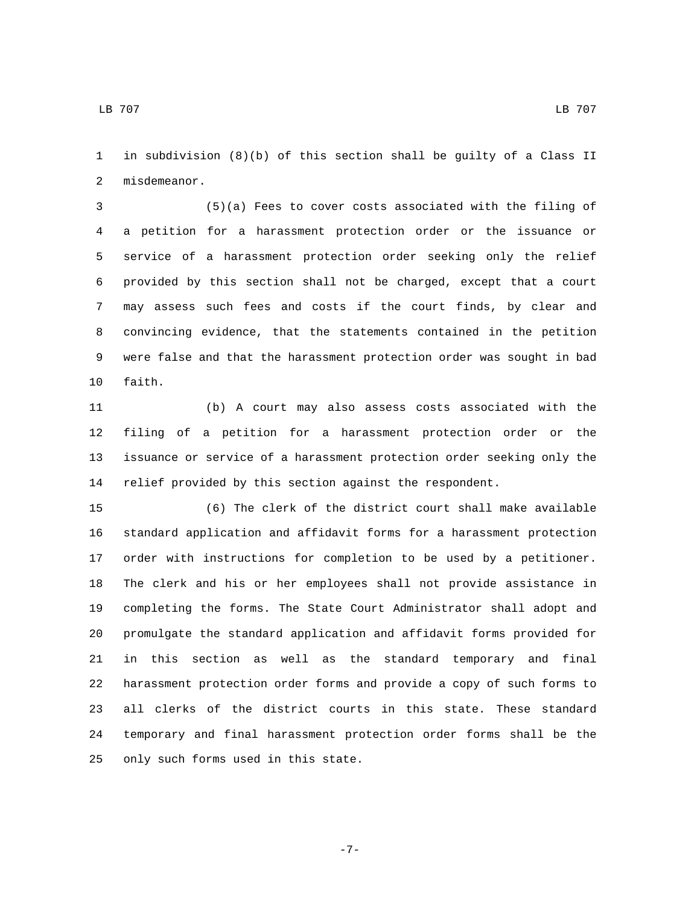in subdivision (8)(b) of this section shall be guilty of a Class II misdemeanor.

(5)(a) Fees to cover costs associated with the filing of a petition for a harassment protection order or the issuance or service of a harassment protection order seeking only the relief provided by this section shall not be charged, except that a court may assess such fees and costs if the court finds, by clear and convincing evidence, that the statements contained in the petition were false and that the harassment protection order was sought in bad faith.

(b) A court may also assess costs associated with the filing of a petition for a harassment protection order or the issuance or service of a harassment protection order seeking only the relief provided by this section against the respondent.

(6) The clerk of the district court shall make available standard application and affidavit forms for a harassment protection order with instructions for completion to be used by a petitioner. The clerk and his or her employees shall not provide assistance in completing the forms. The State Court Administrator shall adopt and promulgate the standard application and affidavit forms provided for in this section as well as the standard temporary and final harassment protection order forms and provide a copy of such forms to all clerks of the district courts in this state. These standard temporary and final harassment protection order forms shall be the only such forms used in this state.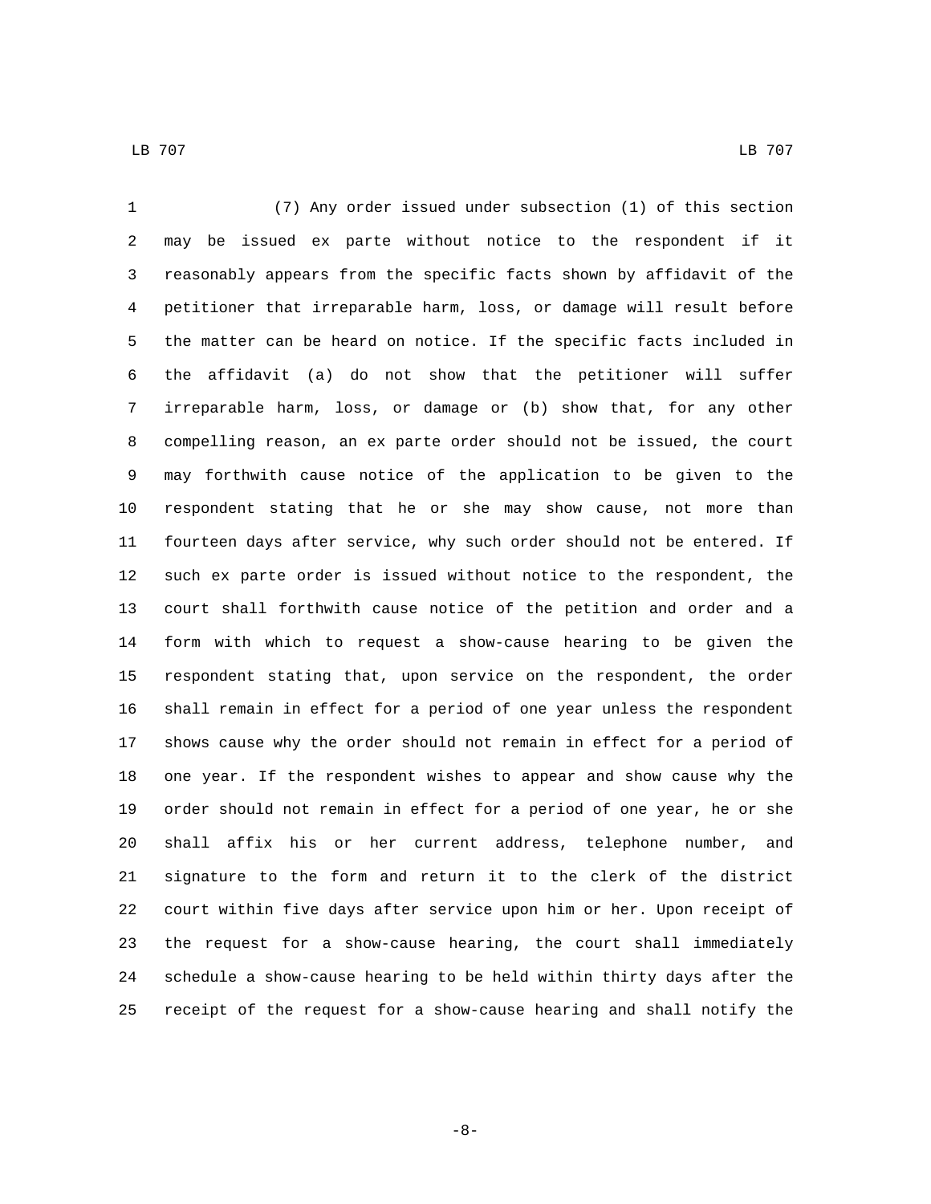(7) Any order issued under subsection (1) of this section may be issued ex parte without notice to the respondent if it reasonably appears from the specific facts shown by affidavit of the petitioner that irreparable harm, loss, or damage will result before the matter can be heard on notice. If the specific facts included in the affidavit (a) do not show that the petitioner will suffer irreparable harm, loss, or damage or (b) show that, for any other compelling reason, an ex parte order should not be issued, the court may forthwith cause notice of the application to be given to the respondent stating that he or she may show cause, not more than fourteen days after service, why such order should not be entered. If such ex parte order is issued without notice to the respondent, the court shall forthwith cause notice of the petition and order and a form with which to request a show-cause hearing to be given the respondent stating that, upon service on the respondent, the order shall remain in effect for a period of one year unless the respondent shows cause why the order should not remain in effect for a period of one year. If the respondent wishes to appear and show cause why the order should not remain in effect for a period of one year, he or she shall affix his or her current address, telephone number, and signature to the form and return it to the clerk of the district court within five days after service upon him or her. Upon receipt of the request for a show-cause hearing, the court shall immediately schedule a show-cause hearing to be held within thirty days after the receipt of the request for a show-cause hearing and shall notify the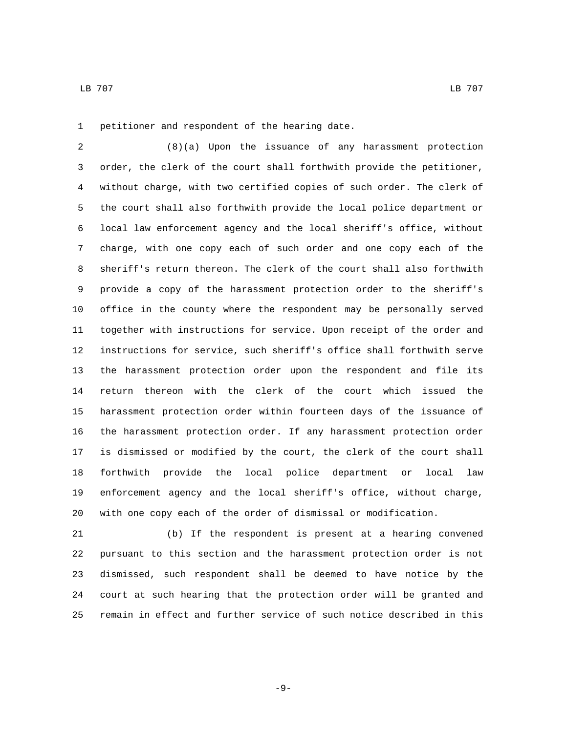petitioner and respondent of the hearing date.

(8)(a) Upon the issuance of any harassment protection order, the clerk of the court shall forthwith provide the petitioner, without charge, with two certified copies of such order. The clerk of the court shall also forthwith provide the local police department or local law enforcement agency and the local sheriff's office, without charge, with one copy each of such order and one copy each of the sheriff's return thereon. The clerk of the court shall also forthwith provide a copy of the harassment protection order to the sheriff's office in the county where the respondent may be personally served together with instructions for service. Upon receipt of the order and instructions for service, such sheriff's office shall forthwith serve the harassment protection order upon the respondent and file its return thereon with the clerk of the court which issued the harassment protection order within fourteen days of the issuance of the harassment protection order. If any harassment protection order is dismissed or modified by the court, the clerk of the court shall forthwith provide the local police department or local law enforcement agency and the local sheriff's office, without charge, with one copy each of the order of dismissal or modification.

(b) If the respondent is present at a hearing convened pursuant to this section and the harassment protection order is not dismissed, such respondent shall be deemed to have notice by the court at such hearing that the protection order will be granted and remain in effect and further service of such notice described in this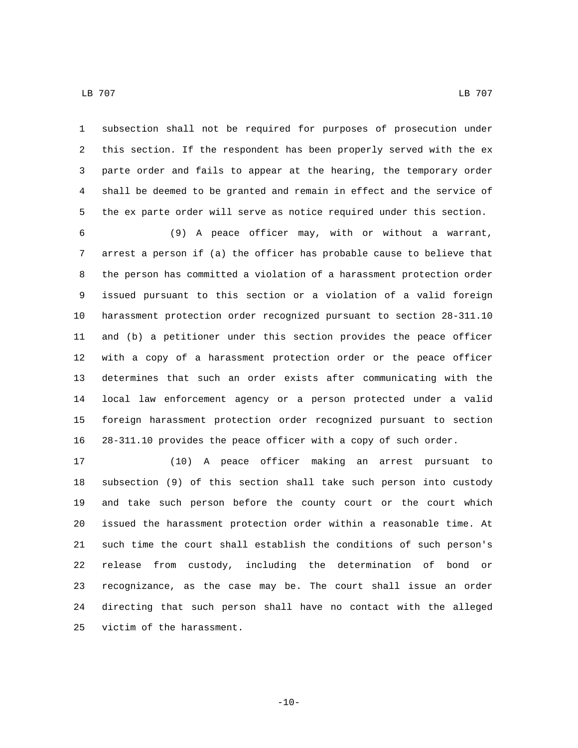subsection shall not be required for purposes of prosecution under this section. If the respondent has been properly served with the ex parte order and fails to appear at the hearing, the temporary order shall be deemed to be granted and remain in effect and the service of the ex parte order will serve as notice required under this section.

(9) A peace officer may, with or without a warrant, arrest a person if (a) the officer has probable cause to believe that the person has committed a violation of a harassment protection order issued pursuant to this section or a violation of a valid foreign harassment protection order recognized pursuant to section 28-311.10 and (b) a petitioner under this section provides the peace officer with a copy of a harassment protection order or the peace officer determines that such an order exists after communicating with the local law enforcement agency or a person protected under a valid foreign harassment protection order recognized pursuant to section 28-311.10 provides the peace officer with a copy of such order.

(10) A peace officer making an arrest pursuant to subsection (9) of this section shall take such person into custody and take such person before the county court or the court which issued the harassment protection order within a reasonable time. At such time the court shall establish the conditions of such person's release from custody, including the determination of bond or recognizance, as the case may be. The court shall issue an order directing that such person shall have no contact with the alleged victim of the harassment.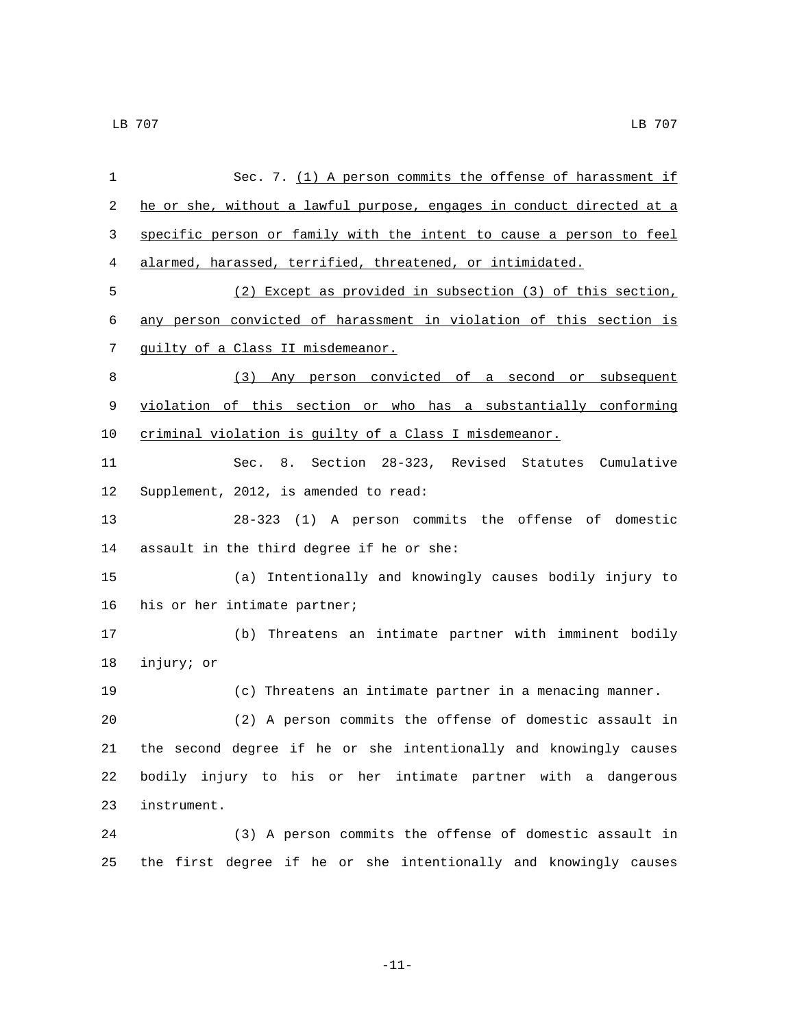Sec. 7. <u>(1) A person commits the offense of harassment if he or she, without a lawful purpose, engages in conduct directed at a specific person or family with the intent to cause a person to feel alarmed, harassed, terrified, threatened, or intimidated.</u>

<u>(2) Except as provided in subsection (3) of this section, any person convicted of harassment in violation of this section is guilty of a Class II misdemeanor.</u>

<u>(3) Any person convicted of a second or subsequent violation of this section or who has a substantially conforming criminal violation is guilty of a Class I misdemeanor.</u>

Sec. 8. Section 28-323, Revised Statutes Cumulative Supplement, 2012, is amended to read:

28-323 (1) A person commits the offense of domestic assault in the third degree if he or she:

(a) Intentionally and knowingly causes bodily injury to his or her intimate partner;

(b) Threatens an intimate partner with imminent bodily injury; or

(c) Threatens an intimate partner in a menacing manner.

(2) A person commits the offense of domestic assault in the second degree if he or she intentionally and knowingly causes bodily injury to his or her intimate partner with a dangerous instrument.

(3) A person commits the offense of domestic assault in the first degree if he or she intentionally and knowingly causes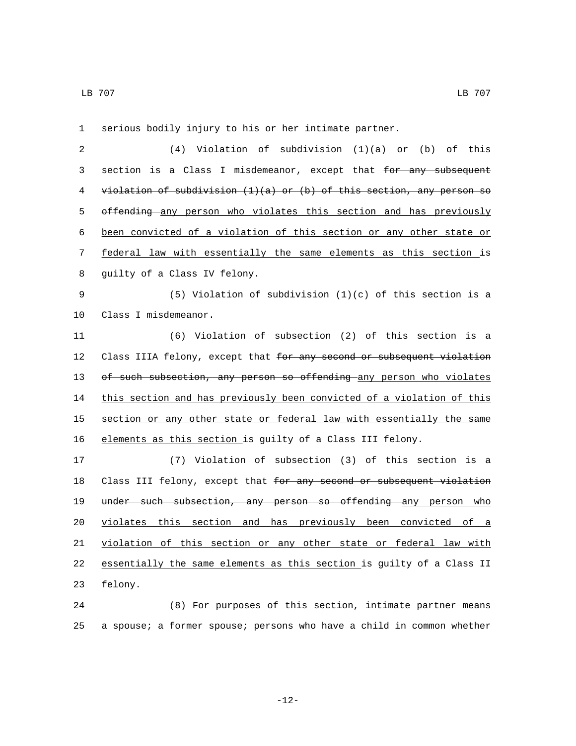serious bodily injury to his or her intimate partner.

(4) Violation of subdivision (1)(a) or (b) of this section is a Class I misdemeanor, except that ~~for any subsequent violation of subdivision (1)(a) or (b) of this section, any person so offending~~ <u>any person who violates this section and has previously been convicted of a violation of this section or any other state or federal law with essentially the same elements as this section</u> is guilty of a Class IV felony.

(5) Violation of subdivision (1)(c) of this section is a Class I misdemeanor.

(6) Violation of subsection (2) of this section is a Class IIIA felony, except that ~~for any second or subsequent violation of such subsection, any person so offending~~ <u>any person who violates this section and has previously been convicted of a violation of this section or any other state or federal law with essentially the same elements as this section</u> is guilty of a Class III felony.

(7) Violation of subsection (3) of this section is a Class III felony, except that ~~for any second or subsequent violation under such subsection, any person so offending~~ <u>any person who violates this section and has previously been convicted of a violation of this section or any other state or federal law with essentially the same elements as this section</u> is guilty of a Class II felony.

(8) For purposes of this section, intimate partner means a spouse; a former spouse; persons who have a child in common whether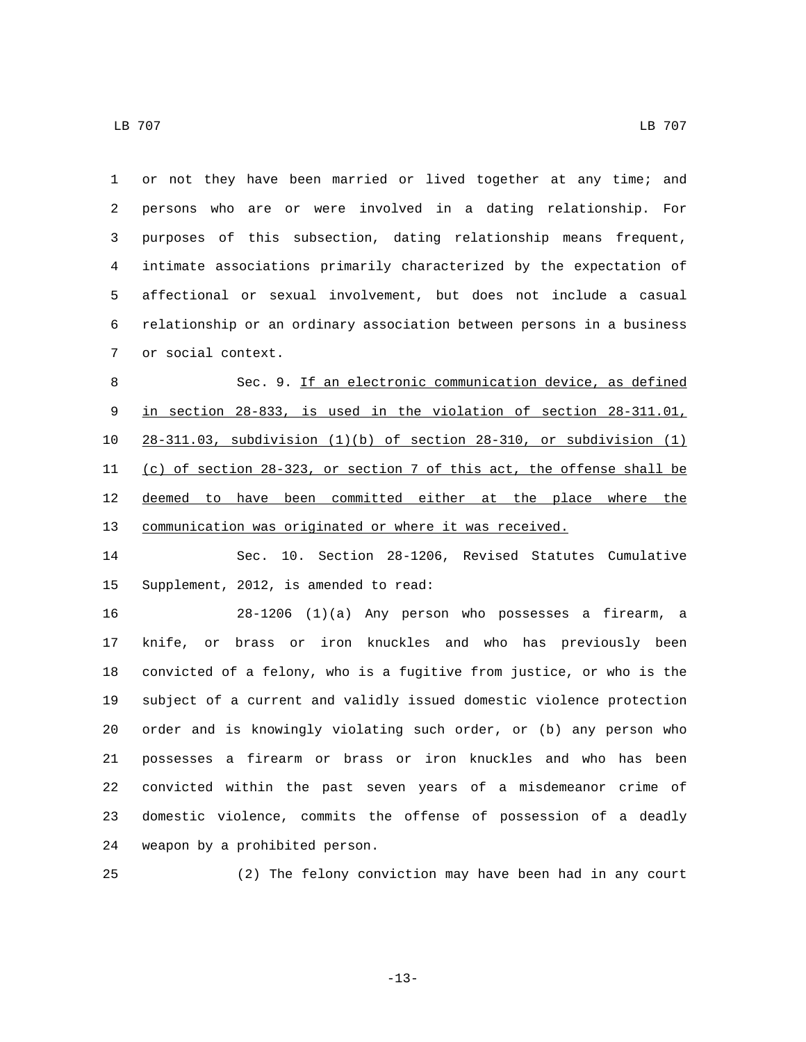or not they have been married or lived together at any time; and persons who are or were involved in a dating relationship. For purposes of this subsection, dating relationship means frequent, intimate associations primarily characterized by the expectation of affectional or sexual involvement, but does not include a casual relationship or an ordinary association between persons in a business or social context.

Sec. 9. <u>If an electronic communication device, as defined in section 28-833, is used in the violation of section 28-311.01, 28-311.03, subdivision (1)(b) of section 28-310, or subdivision (1)(c) of section 28-323, or section 7 of this act, the offense shall be deemed to have been committed either at the place where the communication was originated or where it was received.</u>

Sec. 10. Section 28-1206, Revised Statutes Cumulative Supplement, 2012, is amended to read:

28-1206 (1)(a) Any person who possesses a firearm, a knife, or brass or iron knuckles and who has previously been convicted of a felony, who is a fugitive from justice, or who is the subject of a current and validly issued domestic violence protection order and is knowingly violating such order, or (b) any person who possesses a firearm or brass or iron knuckles and who has been convicted within the past seven years of a misdemeanor crime of domestic violence, commits the offense of possession of a deadly weapon by a prohibited person.

(2) The felony conviction may have been had in any court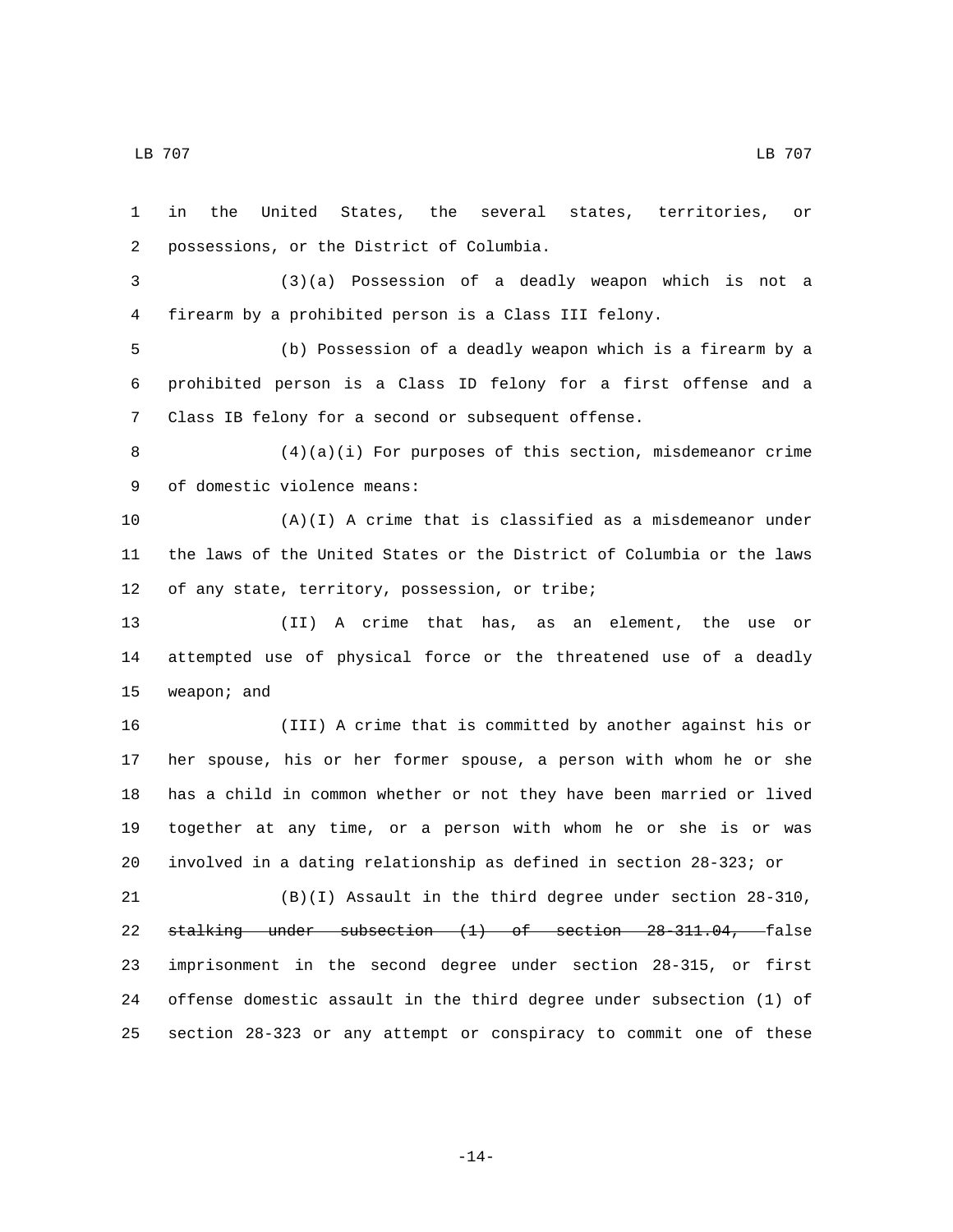in the United States, the several states, territories, or possessions, or the District of Columbia.

(3)(a) Possession of a deadly weapon which is not a firearm by a prohibited person is a Class III felony.

(b) Possession of a deadly weapon which is a firearm by a prohibited person is a Class ID felony for a first offense and a Class IB felony for a second or subsequent offense.

(4)(a)(i) For purposes of this section, misdemeanor crime of domestic violence means:

(A)(I) A crime that is classified as a misdemeanor under the laws of the United States or the District of Columbia or the laws of any state, territory, possession, or tribe;

(II) A crime that has, as an element, the use or attempted use of physical force or the threatened use of a deadly weapon; and

(III) A crime that is committed by another against his or her spouse, his or her former spouse, a person with whom he or she has a child in common whether or not they have been married or lived together at any time, or a person with whom he or she is or was involved in a dating relationship as defined in section 28-323; or

(B)(I) Assault in the third degree under section 28-310, ~~stalking under subsection (1) of section 28-311.04,~~ false imprisonment in the second degree under section 28-315, or first offense domestic assault in the third degree under subsection (1) of section 28-323 or any attempt or conspiracy to commit one of these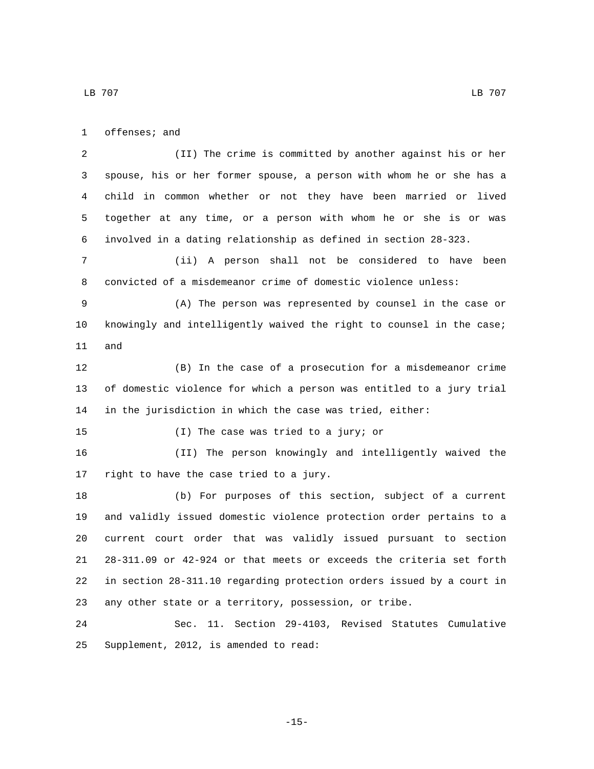offenses; and

(II) The crime is committed by another against his or her spouse, his or her former spouse, a person with whom he or she has a child in common whether or not they have been married or lived together at any time, or a person with whom he or she is or was involved in a dating relationship as defined in section 28-323.

(ii) A person shall not be considered to have been convicted of a misdemeanor crime of domestic violence unless:

(A) The person was represented by counsel in the case or knowingly and intelligently waived the right to counsel in the case; and

(B) In the case of a prosecution for a misdemeanor crime of domestic violence for which a person was entitled to a jury trial in the jurisdiction in which the case was tried, either:

(I) The case was tried to a jury; or

(II) The person knowingly and intelligently waived the right to have the case tried to a jury.

(b) For purposes of this section, subject of a current and validly issued domestic violence protection order pertains to a current court order that was validly issued pursuant to section 28-311.09 or 42-924 or that meets or exceeds the criteria set forth in section 28-311.10 regarding protection orders issued by a court in any other state or a territory, possession, or tribe.

Sec. 11. Section 29-4103, Revised Statutes Cumulative Supplement, 2012, is amended to read: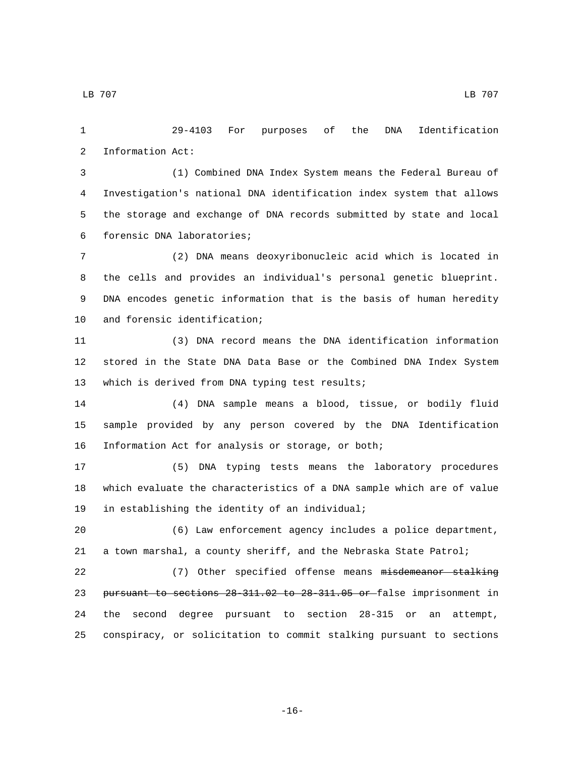29-4103 For purposes of the DNA Identification Information Act:

(1) Combined DNA Index System means the Federal Bureau of Investigation's national DNA identification index system that allows the storage and exchange of DNA records submitted by state and local forensic DNA laboratories;

(2) DNA means deoxyribonucleic acid which is located in the cells and provides an individual's personal genetic blueprint. DNA encodes genetic information that is the basis of human heredity and forensic identification;

(3) DNA record means the DNA identification information stored in the State DNA Data Base or the Combined DNA Index System which is derived from DNA typing test results;

(4) DNA sample means a blood, tissue, or bodily fluid sample provided by any person covered by the DNA Identification Information Act for analysis or storage, or both;

(5) DNA typing tests means the laboratory procedures which evaluate the characteristics of a DNA sample which are of value in establishing the identity of an individual;

(6) Law enforcement agency includes a police department, a town marshal, a county sheriff, and the Nebraska State Patrol;

(7) Other specified offense means ~~misdemeanor stalking pursuant to sections 28-311.02 to 28-311.05 or~~ false imprisonment in the second degree pursuant to section 28-315 or an attempt, conspiracy, or solicitation to commit stalking pursuant to sections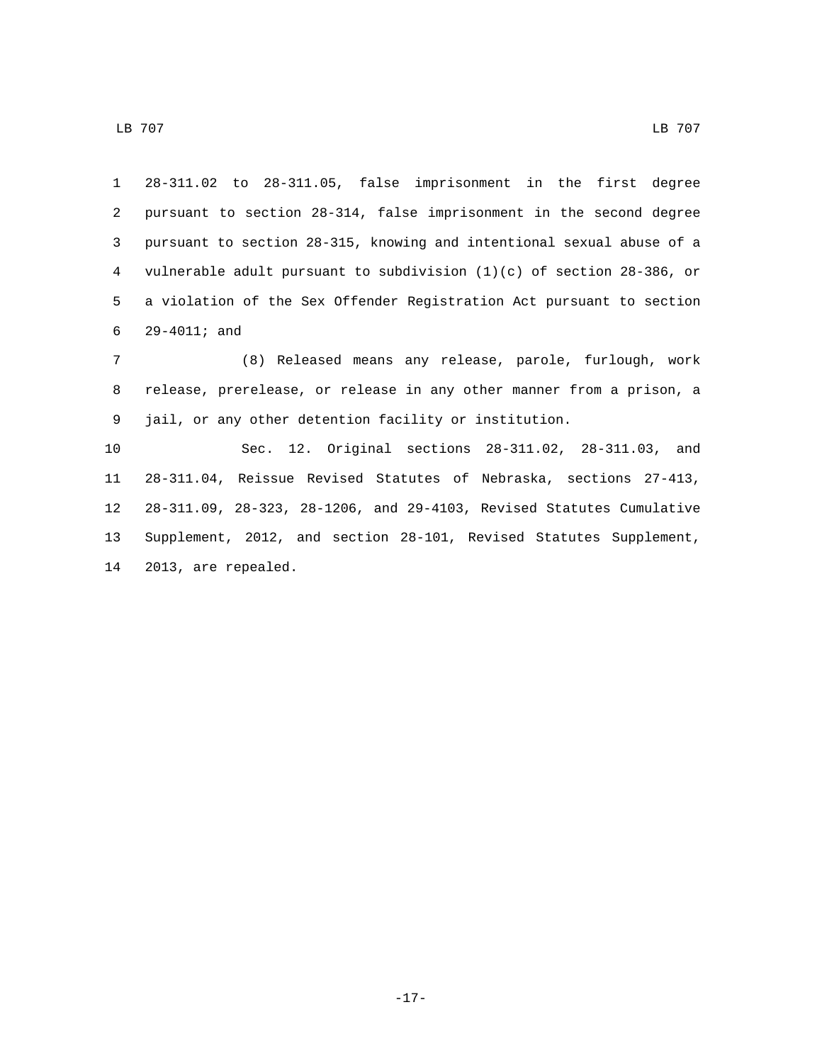28-311.02 to 28-311.05, false imprisonment in the first degree pursuant to section 28-314, false imprisonment in the second degree pursuant to section 28-315, knowing and intentional sexual abuse of a vulnerable adult pursuant to subdivision (1)(c) of section 28-386, or a violation of the Sex Offender Registration Act pursuant to section 29-4011; and

(8) Released means any release, parole, furlough, work release, prerelease, or release in any other manner from a prison, a jail, or any other detention facility or institution.

Sec. 12. Original sections 28-311.02, 28-311.03, and 28-311.04, Reissue Revised Statutes of Nebraska, sections 27-413, 28-311.09, 28-323, 28-1206, and 29-4103, Revised Statutes Cumulative Supplement, 2012, and section 28-101, Revised Statutes Supplement, 2013, are repealed.